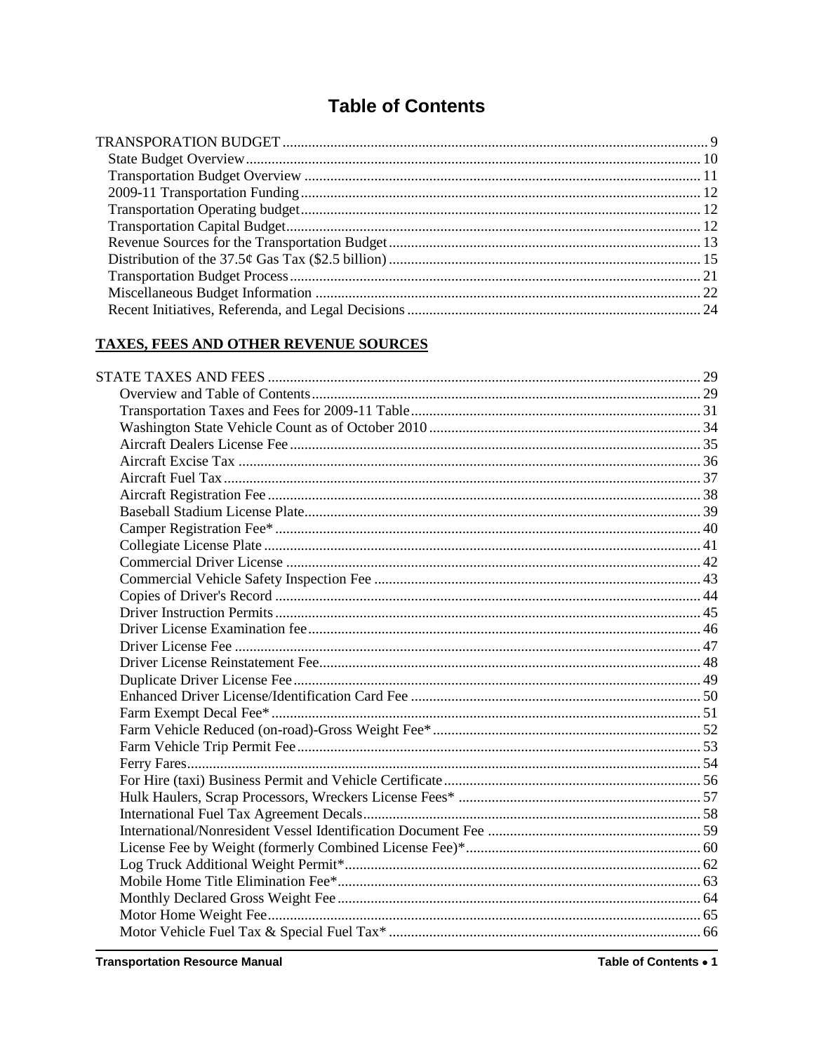# Table of Contents

TRANSPORATION BUDGET ... 9
- State Budget Overview ... 10
- Transportation Budget Overview ... 11
- 2009-11 Transportation Funding ... 12
- Transportation Operating budget ... 12
- Transportation Capital Budget ... 12
- Revenue Sources for the Transportation Budget ... 13
- Distribution of the 37.5¢ Gas Tax ($2.5 billion) ... 15
- Transportation Budget Process ... 21
- Miscellaneous Budget Information ... 22
- Recent Initiatives, Referenda, and Legal Decisions ... 24

## TAXES, FEES AND OTHER REVENUE SOURCES

STATE TAXES AND FEES ... 29
- Overview and Table of Contents ... 29
- Transportation Taxes and Fees for 2009-11 Table ... 31
- Washington State Vehicle Count as of October 2010 ... 34
- Aircraft Dealers License Fee ... 35
- Aircraft Excise Tax ... 36
- Aircraft Fuel Tax ... 37
- Aircraft Registration Fee ... 38
- Baseball Stadium License Plate ... 39
- Camper Registration Fee* ... 40
- Collegiate License Plate ... 41
- Commercial Driver License ... 42
- Commercial Vehicle Safety Inspection Fee ... 43
- Copies of Driver's Record ... 44
- Driver Instruction Permits ... 45
- Driver License Examination fee ... 46
- Driver License Fee ... 47
- Driver License Reinstatement Fee ... 48
- Duplicate Driver License Fee ... 49
- Enhanced Driver License/Identification Card Fee ... 50
- Farm Exempt Decal Fee* ... 51
- Farm Vehicle Reduced (on-road)-Gross Weight Fee* ... 52
- Farm Vehicle Trip Permit Fee ... 53
- Ferry Fares ... 54
- For Hire (taxi) Business Permit and Vehicle Certificate ... 56
- Hulk Haulers, Scrap Processors, Wreckers License Fees* ... 57
- International Fuel Tax Agreement Decals ... 58
- International/Nonresident Vessel Identification Document Fee ... 59
- License Fee by Weight (formerly Combined License Fee)* ... 60
- Log Truck Additional Weight Permit* ... 62
- Mobile Home Title Elimination Fee* ... 63
- Monthly Declared Gross Weight Fee ... 64
- Motor Home Weight Fee ... 65
- Motor Vehicle Fuel Tax & Special Fuel Tax* ... 66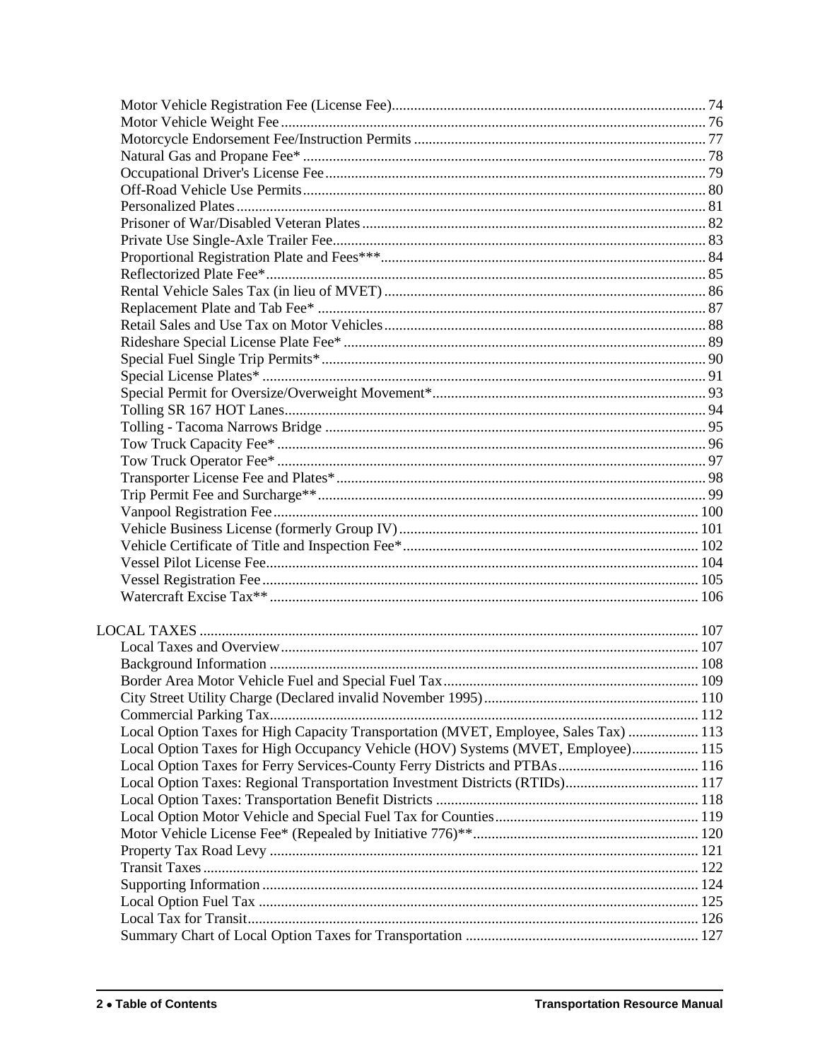- Motor Vehicle Registration Fee (License Fee) ... 74
- Motor Vehicle Weight Fee ... 76
- Motorcycle Endorsement Fee/Instruction Permits ... 77
- Natural Gas and Propane Fee* ... 78
- Occupational Driver's License Fee ... 79
- Off-Road Vehicle Use Permits ... 80
- Personalized Plates ... 81
- Prisoner of War/Disabled Veteran Plates ... 82
- Private Use Single-Axle Trailer Fee ... 83
- Proportional Registration Plate and Fees*** ... 84
- Reflectorized Plate Fee* ... 85
- Rental Vehicle Sales Tax (in lieu of MVET) ... 86
- Replacement Plate and Tab Fee* ... 87
- Retail Sales and Use Tax on Motor Vehicles ... 88
- Rideshare Special License Plate Fee* ... 89
- Special Fuel Single Trip Permits* ... 90
- Special License Plates* ... 91
- Special Permit for Oversize/Overweight Movement* ... 93
- Tolling SR 167 HOT Lanes ... 94
- Tolling - Tacoma Narrows Bridge ... 95
- Tow Truck Capacity Fee* ... 96
- Tow Truck Operator Fee* ... 97
- Transporter License Fee and Plates* ... 98
- Trip Permit Fee and Surcharge** ... 99
- Vanpool Registration Fee ... 100
- Vehicle Business License (formerly Group IV) ... 101
- Vehicle Certificate of Title and Inspection Fee* ... 102
- Vessel Pilot License Fee ... 104
- Vessel Registration Fee ... 105
- Watercraft Excise Tax** ... 106

LOCAL TAXES ... 107

- Local Taxes and Overview ... 107
- Background Information ... 108
- Border Area Motor Vehicle Fuel and Special Fuel Tax ... 109
- City Street Utility Charge (Declared invalid November 1995) ... 110
- Commercial Parking Tax ... 112
- Local Option Taxes for High Capacity Transportation (MVET, Employee, Sales Tax) ... 113
- Local Option Taxes for High Occupancy Vehicle (HOV) Systems (MVET, Employee) ... 115
- Local Option Taxes for Ferry Services-County Ferry Districts and PTBAs ... 116
- Local Option Taxes: Regional Transportation Investment Districts (RTIDs) ... 117
- Local Option Taxes: Transportation Benefit Districts ... 118
- Local Option Motor Vehicle and Special Fuel Tax for Counties ... 119
- Motor Vehicle License Fee* (Repealed by Initiative 776)** ... 120
- Property Tax Road Levy ... 121
- Transit Taxes ... 122
- Supporting Information ... 124
- Local Option Fuel Tax ... 125
- Local Tax for Transit ... 126
- Summary Chart of Local Option Taxes for Transportation ... 127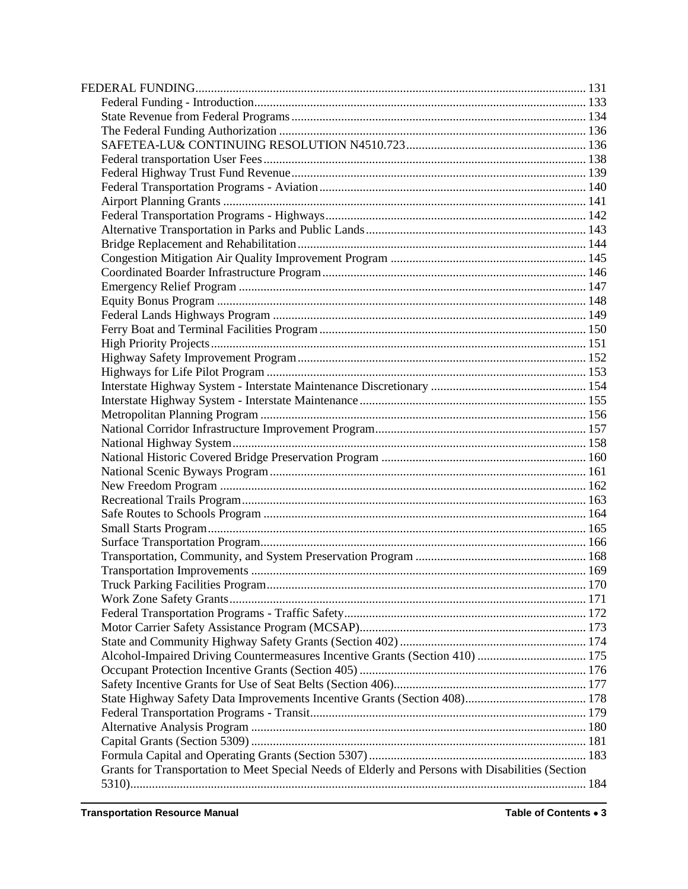FEDERAL FUNDING ..... 131
- Federal Funding - Introduction ..... 133
- State Revenue from Federal Programs ..... 134
- The Federal Funding Authorization ..... 136
- SAFETEA-LU& CONTINUING RESOLUTION N4510.723 ..... 136
- Federal transportation User Fees ..... 138
- Federal Highway Trust Fund Revenue ..... 139
- Federal Transportation Programs - Aviation ..... 140
- Airport Planning Grants ..... 141
- Federal Transportation Programs - Highways ..... 142
- Alternative Transportation in Parks and Public Lands ..... 143
- Bridge Replacement and Rehabilitation ..... 144
- Congestion Mitigation Air Quality Improvement Program ..... 145
- Coordinated Boarder Infrastructure Program ..... 146
- Emergency Relief Program ..... 147
- Equity Bonus Program ..... 148
- Federal Lands Highways Program ..... 149
- Ferry Boat and Terminal Facilities Program ..... 150
- High Priority Projects ..... 151
- Highway Safety Improvement Program ..... 152
- Highways for Life Pilot Program ..... 153
- Interstate Highway System - Interstate Maintenance Discretionary ..... 154
- Interstate Highway System - Interstate Maintenance ..... 155
- Metropolitan Planning Program ..... 156
- National Corridor Infrastructure Improvement Program ..... 157
- National Highway System ..... 158
- National Historic Covered Bridge Preservation Program ..... 160
- National Scenic Byways Program ..... 161
- New Freedom Program ..... 162
- Recreational Trails Program ..... 163
- Safe Routes to Schools Program ..... 164
- Small Starts Program ..... 165
- Surface Transportation Program ..... 166
- Transportation, Community, and System Preservation Program ..... 168
- Transportation Improvements ..... 169
- Truck Parking Facilities Program ..... 170
- Work Zone Safety Grants ..... 171
- Federal Transportation Programs - Traffic Safety ..... 172
- Motor Carrier Safety Assistance Program (MCSAP) ..... 173
- State and Community Highway Safety Grants (Section 402) ..... 174
- Alcohol-Impaired Driving Countermeasures Incentive Grants (Section 410) ..... 175
- Occupant Protection Incentive Grants (Section 405) ..... 176
- Safety Incentive Grants for Use of Seat Belts (Section 406) ..... 177
- State Highway Safety Data Improvements Incentive Grants (Section 408) ..... 178
- Federal Transportation Programs - Transit ..... 179
- Alternative Analysis Program ..... 180
- Capital Grants (Section 5309) ..... 181
- Formula Capital and Operating Grants (Section 5307) ..... 183
- Grants for Transportation to Meet Special Needs of Elderly and Persons with Disabilities (Section 5310) ..... 184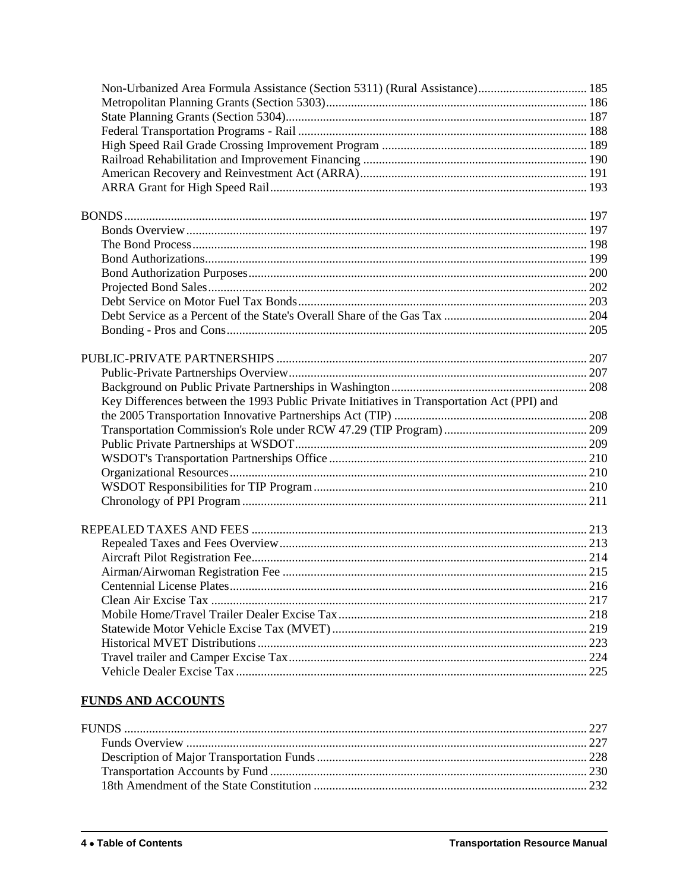Non-Urbanized Area Formula Assistance (Section 5311) (Rural Assistance)................................... 185
Metropolitan Planning Grants (Section 5303)................................................................................... 186
State Planning Grants (Section 5304)................................................................................................ 187
Federal Transportation Programs - Rail ............................................................................................ 188
High Speed Rail Grade Crossing Improvement Program ................................................................. 189
Railroad Rehabilitation and Improvement Financing ....................................................................... 190
American Recovery and Reinvestment Act (ARRA)........................................................................ 191
ARRA Grant for High Speed Rail..................................................................................................... 193

BONDS.................................................................................................................................................. 197
Bonds Overview................................................................................................................................ 197
The Bond Process.............................................................................................................................. 198
Bond Authorizations.......................................................................................................................... 199
Bond Authorization Purposes............................................................................................................ 200
Projected Bond Sales......................................................................................................................... 202
Debt Service on Motor Fuel Tax Bonds............................................................................................ 203
Debt Service as a Percent of the State's Overall Share of the Gas Tax ............................................. 204
Bonding - Pros and Cons................................................................................................................... 205

PUBLIC-PRIVATE PARTNERSHIPS .................................................................................................. 207
Public-Private Partnerships Overview............................................................................................... 207
Background on Public Private Partnerships in Washington............................................................... 208
Key Differences between the 1993 Public Private Initiatives in Transportation Act (PPI) and the 2005 Transportation Innovative Partnerships Act (TIP) ............................................................. 208
Transportation Commission's Role under RCW 47.29 (TIP Program).............................................. 209
Public Private Partnerships at WSDOT............................................................................................. 209
WSDOT's Transportation Partnerships Office .................................................................................. 210
Organizational Resources................................................................................................................. 210
WSDOT Responsibilities for TIP Program....................................................................................... 210
Chronology of PPI Program .............................................................................................................. 211

REPEALED TAXES AND FEES ........................................................................................................... 213
Repealed Taxes and Fees Overview.................................................................................................. 213
Aircraft Pilot Registration Fee.......................................................................................................... 214
Airman/Airwoman Registration Fee ................................................................................................. 215
Centennial License Plates.................................................................................................................. 216
Clean Air Excise Tax ........................................................................................................................ 217
Mobile Home/Travel Trailer Dealer Excise Tax............................................................................... 218
Statewide Motor Vehicle Excise Tax (MVET) ................................................................................. 219
Historical MVET Distributions......................................................................................................... 223
Travel trailer and Camper Excise Tax.............................................................................................. 224
Vehicle Dealer Excise Tax ................................................................................................................ 225

## FUNDS AND ACCOUNTS

FUNDS .................................................................................................................................................. 227
Funds Overview ................................................................................................................................ 227
Description of Major Transportation Funds...................................................................................... 228
Transportation Accounts by Fund ..................................................................................................... 230
18th Amendment of the State Constitution ....................................................................................... 232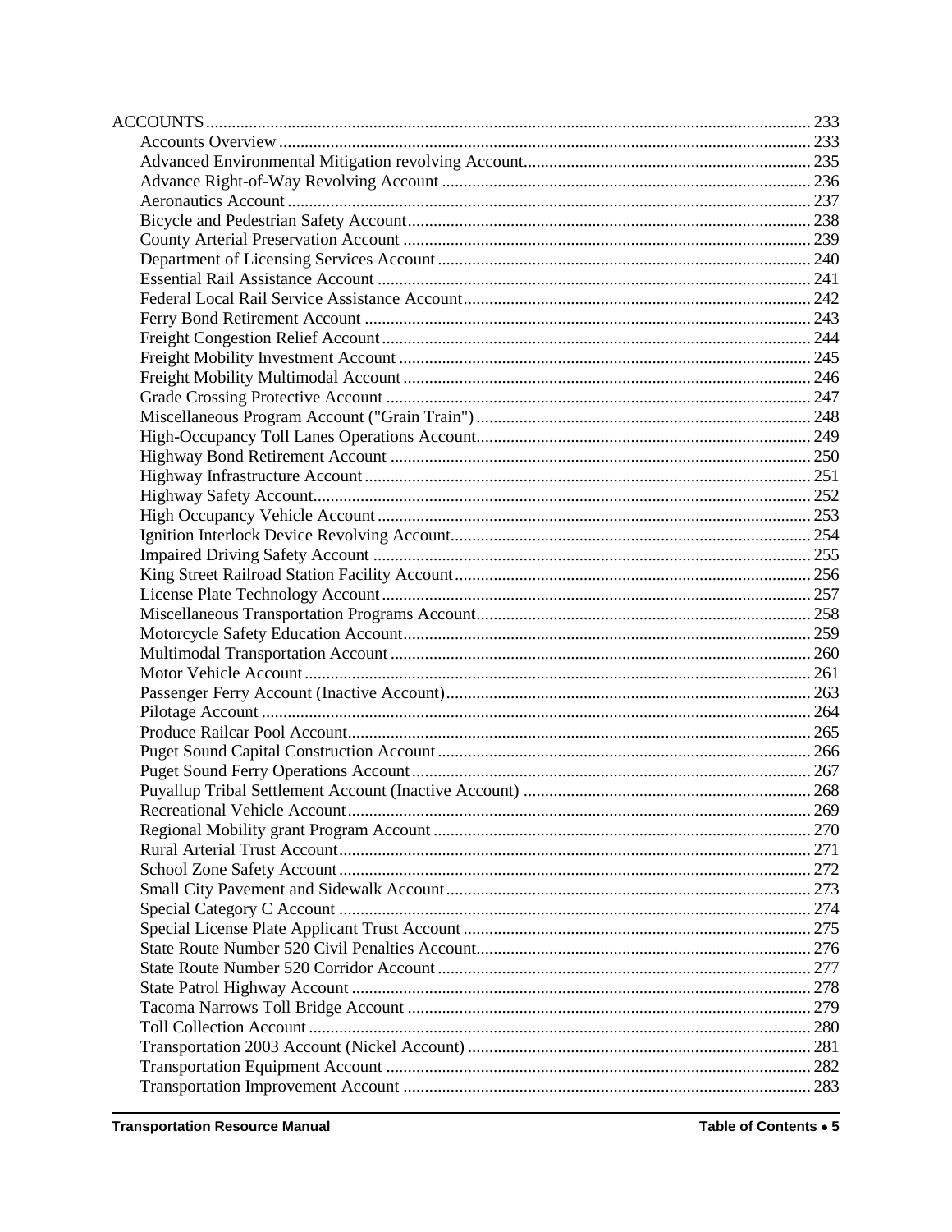ACCOUNTS ........ 233

- Accounts Overview ........ 233
- Advanced Environmental Mitigation revolving Account ........ 235
- Advance Right-of-Way Revolving Account ........ 236
- Aeronautics Account ........ 237
- Bicycle and Pedestrian Safety Account ........ 238
- County Arterial Preservation Account ........ 239
- Department of Licensing Services Account ........ 240
- Essential Rail Assistance Account ........ 241
- Federal Local Rail Service Assistance Account ........ 242
- Ferry Bond Retirement Account ........ 243
- Freight Congestion Relief Account ........ 244
- Freight Mobility Investment Account ........ 245
- Freight Mobility Multimodal Account ........ 246
- Grade Crossing Protective Account ........ 247
- Miscellaneous Program Account ("Grain Train") ........ 248
- High-Occupancy Toll Lanes Operations Account ........ 249
- Highway Bond Retirement Account ........ 250
- Highway Infrastructure Account ........ 251
- Highway Safety Account ........ 252
- High Occupancy Vehicle Account ........ 253
- Ignition Interlock Device Revolving Account ........ 254
- Impaired Driving Safety Account ........ 255
- King Street Railroad Station Facility Account ........ 256
- License Plate Technology Account ........ 257
- Miscellaneous Transportation Programs Account ........ 258
- Motorcycle Safety Education Account ........ 259
- Multimodal Transportation Account ........ 260
- Motor Vehicle Account ........ 261
- Passenger Ferry Account (Inactive Account) ........ 263
- Pilotage Account ........ 264
- Produce Railcar Pool Account ........ 265
- Puget Sound Capital Construction Account ........ 266
- Puget Sound Ferry Operations Account ........ 267
- Puyallup Tribal Settlement Account (Inactive Account) ........ 268
- Recreational Vehicle Account ........ 269
- Regional Mobility grant Program Account ........ 270
- Rural Arterial Trust Account ........ 271
- School Zone Safety Account ........ 272
- Small City Pavement and Sidewalk Account ........ 273
- Special Category C Account ........ 274
- Special License Plate Applicant Trust Account ........ 275
- State Route Number 520 Civil Penalties Account ........ 276
- State Route Number 520 Corridor Account ........ 277
- State Patrol Highway Account ........ 278
- Tacoma Narrows Toll Bridge Account ........ 279
- Toll Collection Account ........ 280
- Transportation 2003 Account (Nickel Account) ........ 281
- Transportation Equipment Account ........ 282
- Transportation Improvement Account ........ 283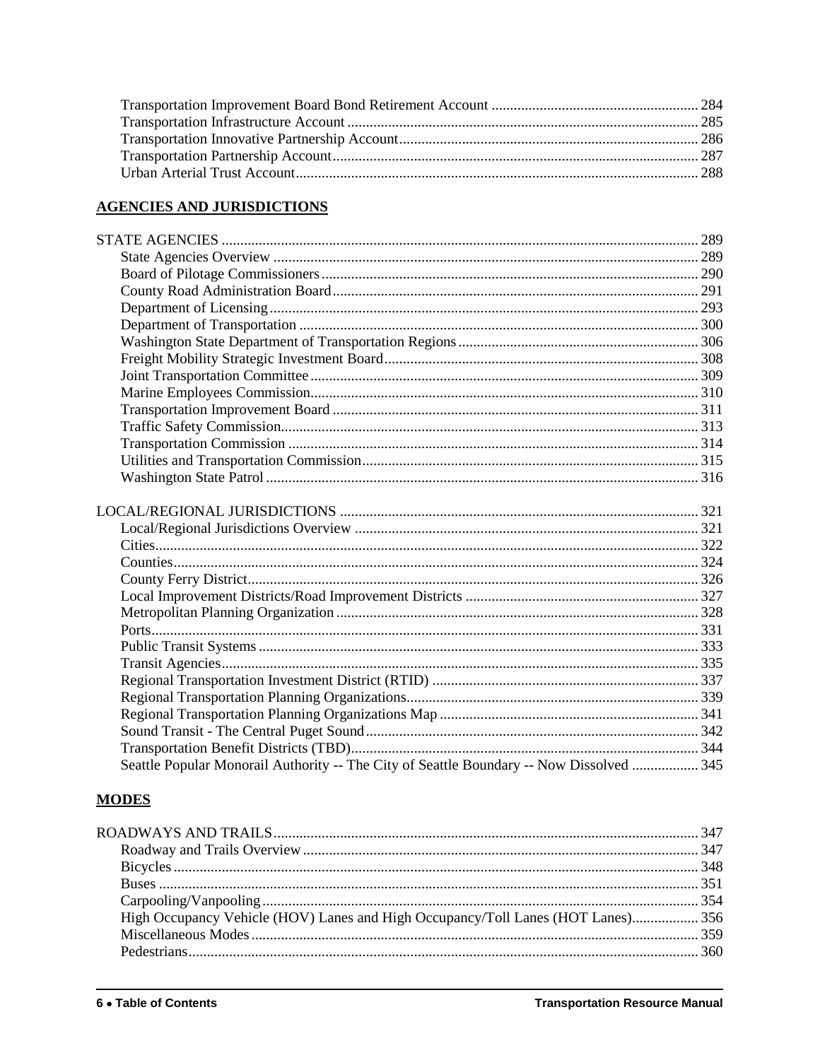Transportation Improvement Board Bond Retirement Account ........................................................ 284
Transportation Infrastructure Account ............................................................................................ 285
Transportation Innovative Partnership Account............................................................................... 286
Transportation Partnership Account................................................................................................. 287
Urban Arterial Trust Account........................................................................................................... 288

## AGENCIES AND JURISDICTIONS

STATE AGENCIES ............................................................................................................................ 289
State Agencies Overview ................................................................................................................. 289
Board of Pilotage Commissioners.................................................................................................... 290
County Road Administration Board................................................................................................. 291
Department of Licensing.................................................................................................................. 293
Department of Transportation .......................................................................................................... 300
Washington State Department of Transportation Regions................................................................ 306
Freight Mobility Strategic Investment Board................................................................................... 308
Joint Transportation Committee....................................................................................................... 309
Marine Employees Commission....................................................................................................... 310
Transportation Improvement Board ................................................................................................. 311
Traffic Safety Commission............................................................................................................... 313
Transportation Commission ............................................................................................................. 314
Utilities and Transportation Commission......................................................................................... 315
Washington State Patrol ................................................................................................................... 316

LOCAL/REGIONAL JURISDICTIONS ............................................................................................ 321
Local/Regional Jurisdictions Overview ........................................................................................... 321
Cities................................................................................................................................................ 322
Counties............................................................................................................................................ 324
County Ferry District........................................................................................................................ 326
Local Improvement Districts/Road Improvement Districts .............................................................. 327
Metropolitan Planning Organization ................................................................................................ 328
Ports.................................................................................................................................................. 331
Public Transit Systems..................................................................................................................... 333
Transit Agencies............................................................................................................................... 335
Regional Transportation Investment District (RTID) ...................................................................... 337
Regional Transportation Planning Organizations.............................................................................. 339
Regional Transportation Planning Organizations Map ..................................................................... 341
Sound Transit - The Central Puget Sound......................................................................................... 342
Transportation Benefit Districts (TBD)............................................................................................. 344
Seattle Popular Monorail Authority -- The City of Seattle Boundary -- Now Dissolved ................. 345

## MODES

ROADWAYS AND TRAILS.............................................................................................................. 347
Roadway and Trails Overview......................................................................................................... 347
Bicycles............................................................................................................................................ 348
Buses ................................................................................................................................................ 351
Carpooling/Vanpooling.................................................................................................................... 354
High Occupancy Vehicle (HOV) Lanes and High Occupancy/Toll Lanes (HOT Lanes).................. 356
Miscellaneous Modes....................................................................................................................... 359
Pedestrians........................................................................................................................................ 360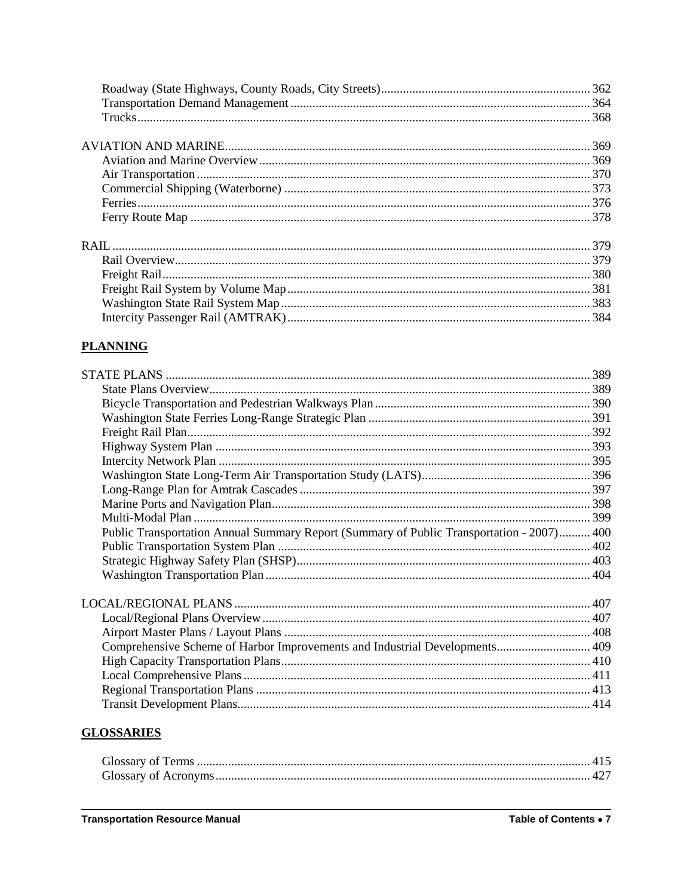Roadway (State Highways, County Roads, City Streets) .................. 362
Transportation Demand Management .................. 364
Trucks .................. 368

AVIATION AND MARINE .................. 369
Aviation and Marine Overview .................. 369
Air Transportation .................. 370
Commercial Shipping (Waterborne) .................. 373
Ferries .................. 376
Ferry Route Map .................. 378

RAIL .................. 379
Rail Overview .................. 379
Freight Rail .................. 380
Freight Rail System by Volume Map .................. 381
Washington State Rail System Map .................. 383
Intercity Passenger Rail (AMTRAK) .................. 384

## PLANNING

STATE PLANS .................. 389
State Plans Overview .................. 389
Bicycle Transportation and Pedestrian Walkways Plan .................. 390
Washington State Ferries Long-Range Strategic Plan .................. 391
Freight Rail Plan .................. 392
Highway System Plan .................. 393
Intercity Network Plan .................. 395
Washington State Long-Term Air Transportation Study (LATS) .................. 396
Long-Range Plan for Amtrak Cascades .................. 397
Marine Ports and Navigation Plan .................. 398
Multi-Modal Plan .................. 399
Public Transportation Annual Summary Report (Summary of Public Transportation - 2007) .................. 400
Public Transportation System Plan .................. 402
Strategic Highway Safety Plan (SHSP) .................. 403
Washington Transportation Plan .................. 404

LOCAL/REGIONAL PLANS .................. 407
Local/Regional Plans Overview .................. 407
Airport Master Plans / Layout Plans .................. 408
Comprehensive Scheme of Harbor Improvements and Industrial Developments .................. 409
High Capacity Transportation Plans .................. 410
Local Comprehensive Plans .................. 411
Regional Transportation Plans .................. 413
Transit Development Plans .................. 414

## GLOSSARIES

Glossary of Terms .................. 415
Glossary of Acronyms .................. 427